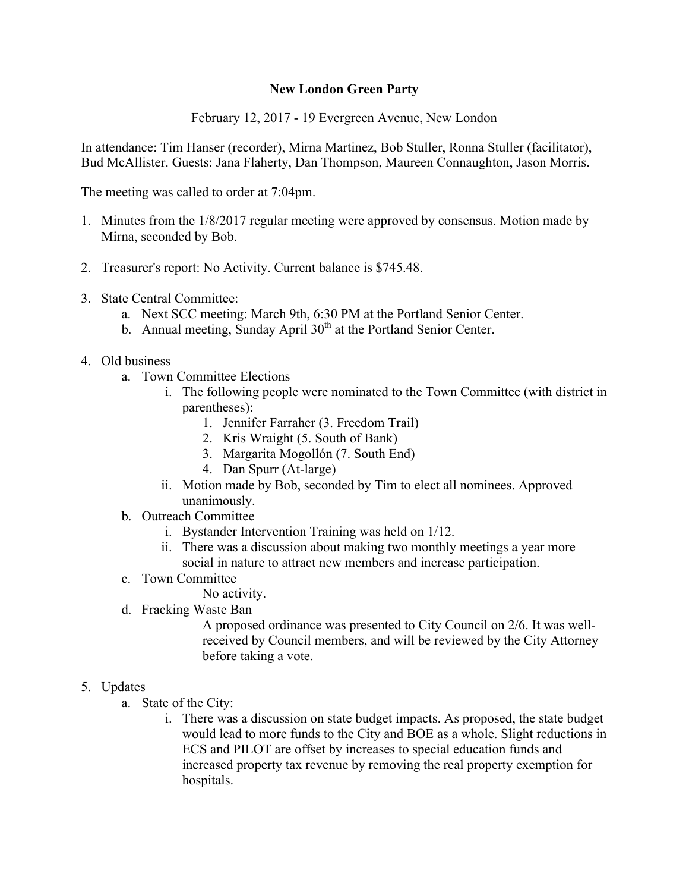**New London Green Party**

February 12, 2017 - 19 Evergreen Avenue, New London

In attendance: Tim Hanser (recorder), Mirna Martinez, Bob Stuller, Ronna Stuller (facilitator), Bud McAllister. Guests: Jana Flaherty, Dan Thompson, Maureen Connaughton, Jason Morris.

The meeting was called to order at 7:04pm.

1. Minutes from the 1/8/2017 regular meeting were approved by consensus. Motion made by Mirna, seconded by Bob.

2. Treasurer's report: No Activity. Current balance is $745.48.

3. State Central Committee:
   a. Next SCC meeting: March 9th, 6:30 PM at the Portland Senior Center.
   b. Annual meeting, Sunday April 30th at the Portland Senior Center.

4. Old business
   a. Town Committee Elections
      i. The following people were nominated to the Town Committee (with district in parentheses):
         1. Jennifer Farraher (3. Freedom Trail)
         2. Kris Wraight (5. South of Bank)
         3. Margarita Mogollón (7. South End)
         4. Dan Spurr (At-large)
      ii. Motion made by Bob, seconded by Tim to elect all nominees. Approved unanimously.
   b. Outreach Committee
      i. Bystander Intervention Training was held on 1/12.
      ii. There was a discussion about making two monthly meetings a year more social in nature to attract new members and increase participation.
   c. Town Committee
      No activity.
   d. Fracking Waste Ban
      A proposed ordinance was presented to City Council on 2/6. It was well-received by Council members, and will be reviewed by the City Attorney before taking a vote.

5. Updates
   a. State of the City:
      i. There was a discussion on state budget impacts. As proposed, the state budget would lead to more funds to the City and BOE as a whole. Slight reductions in ECS and PILOT are offset by increases to special education funds and increased property tax revenue by removing the real property exemption for hospitals.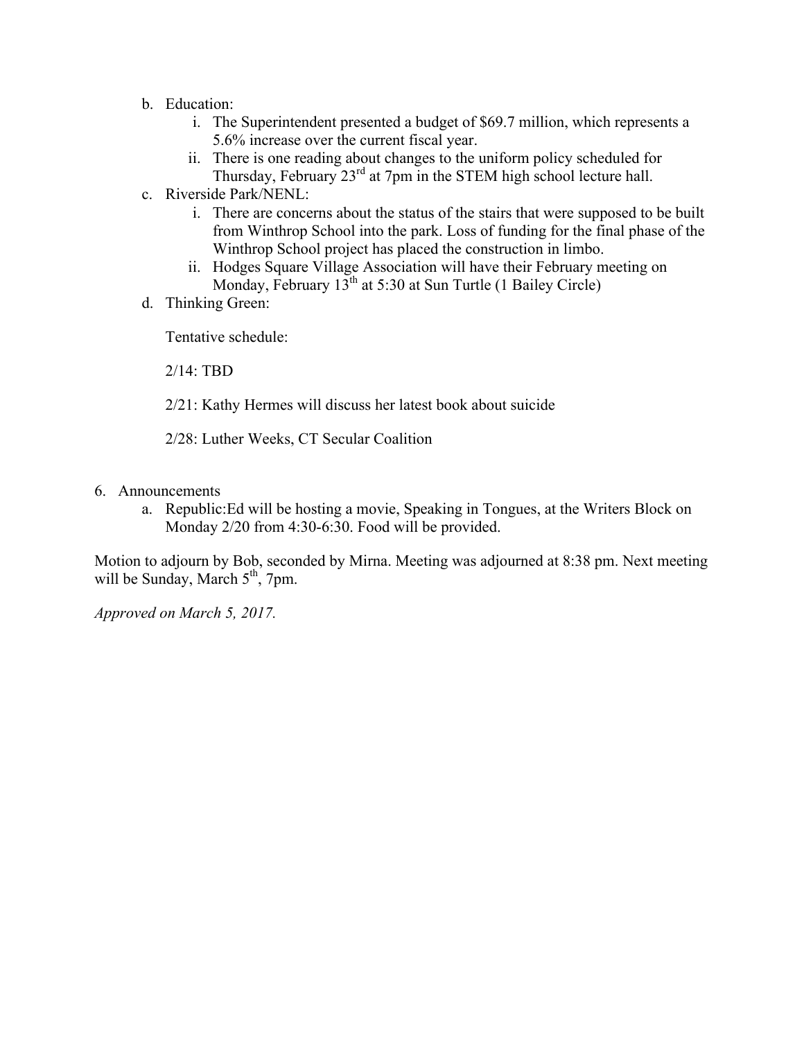b. Education:
    i. The Superintendent presented a budget of $69.7 million, which represents a 5.6% increase over the current fiscal year.
    ii. There is one reading about changes to the uniform policy scheduled for Thursday, February 23rd at 7pm in the STEM high school lecture hall.

c. Riverside Park/NENL:
    i. There are concerns about the status of the stairs that were supposed to be built from Winthrop School into the park. Loss of funding for the final phase of the Winthrop School project has placed the construction in limbo.
    ii. Hodges Square Village Association will have their February meeting on Monday, February 13th at 5:30 at Sun Turtle (1 Bailey Circle)

d. Thinking Green:

    Tentative schedule:

    2/14: TBD

    2/21: Kathy Hermes will discuss her latest book about suicide

    2/28: Luther Weeks, CT Secular Coalition

6. Announcements
    a. Republic:Ed will be hosting a movie, Speaking in Tongues, at the Writers Block on Monday 2/20 from 4:30-6:30. Food will be provided.

Motion to adjourn by Bob, seconded by Mirna. Meeting was adjourned at 8:38 pm. Next meeting will be Sunday, March 5th, 7pm.

*Approved on March 5, 2017.*